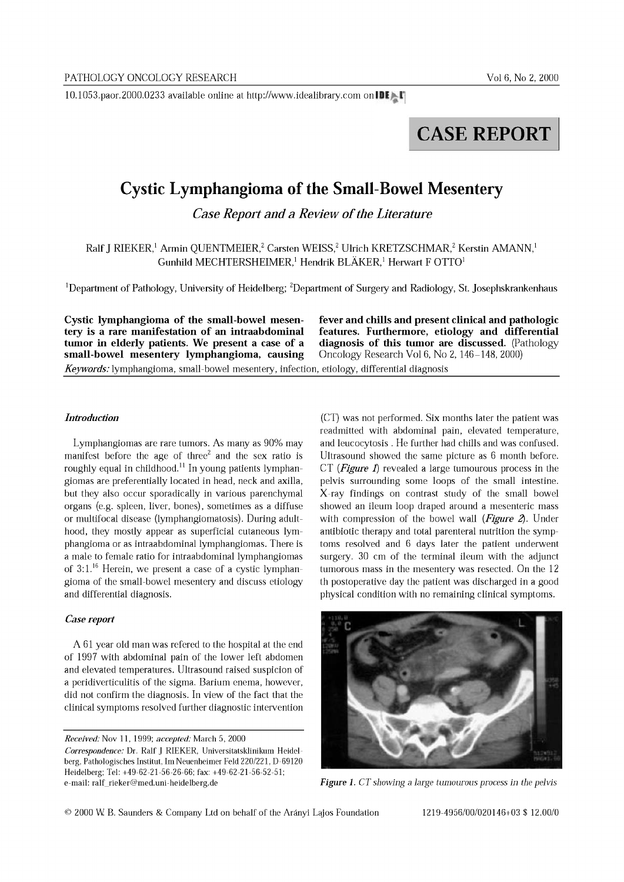10.1053.paor.2000.0233 available online at http://www.idealibrary.com on IDEAL

CASE REPORT

# Cystic Lymphangioma of the Small-Bowel Mesentery

*Case Report and a Review of the Literature*

Ralf J RIEKER,[1] Armin QUENTMEIER,[2] Carsten WEISS,[2] Ulrich KRETZSCHMAR,[2] Kerstin AMANN,[1] Gunhild MECHTERSHEIMER,[1] Hendrik BLÄKER,[1] Herwart F OTTO[1]

[1]Department of Pathology, University of Heidelberg; [2]Department of Surgery and Radiology, St. Josephskrankenhaus

**Cystic lymphangioma of the small-bowel mesentery is a rare manifestation of an intraabdominal tumor in elderly patients. We present a case of a small-bowel mesentery lymphangioma, causing fever and chills and present clinical and pathologic features. Furthermore, etiology and differential diagnosis of this tumor are discussed.** (Pathology Oncology Research Vol 6, No 2, 146–148, 2000)

*Keywords:* lymphangioma, small-bowel mesentery, infection, etiology, differential diagnosis

## *Introduction*

Lymphangiomas are rare tumors. As many as 90% may manifest before the age of three[2] and the sex ratio is roughly equal in childhood.[11] In young patients lymphangiomas are preferentially located in head, neck and axilla, but they also occur sporadically in various parenchymal organs (e.g. spleen, liver, bones), sometimes as a diffuse or multifocal disease (lymphangiomatosis). During adulthood, they mostly appear as superficial cutaneous lymphangioma or as intraabdominal lymphangiomas. There is a male to female ratio for intraabdominal lymphangiomas of 3:1.[16] Herein, we present a case of a cystic lymphangioma of the small-bowel mesentery and discuss etiology and differential diagnosis.

## *Case report*

A 61 year old man was refered to the hospital at the end of 1997 with abdominal pain of the lower left abdomen and elevated temperatures. Ultrasound raised suspicion of a peridiverticulitis of the sigma. Barium enema, however, did not confirm the diagnosis. In view of the fact that the clinical symptoms resolved further diagnostic intervention (CT) was not performed. Six months later the patient was readmitted with abdominal pain, elevated temperature, and leucocytosis . He further had chills and was confused. Ultrasound showed the same picture as 6 month before. CT (***Figure 1***) revealed a large tumourous process in the pelvis surrounding some loops of the small intestine. X-ray findings on contrast study of the small bowel showed an ileum loop draped around a mesenteric mass with compression of the bowel wall (***Figure 2***). Under antibiotic therapy and total parenteral nutrition the symptoms resolved and 6 days later the patient underwent surgery. 30 cm of the terminal ileum with the adjunct tumorous mass in the mesentery was resected. On the 12 th postoperative day the patient was discharged in a good physical condition with no remaining clinical symptoms.

***Figure 1.*** *CT showing a large tumourous process in the pelvis*

*Received:* Nov 11, 1999; *accepted:* March 5, 2000

*Correspondence:* Dr. Ralf J RIEKER, Universitatsklinikum Heidelberg, Pathologisches Institut, Im Neuenheimer Feld 220/221, D-69120 Heidelberg; Tel: +49-62-21-56-26-66; fax: +49-62-21-56-52-51; e-mail: ralf_rieker@med.uni-heidelberg.de

© 2000 W. B. Saunders & Company Ltd on behalf of the Arányi Lajos Foundation 1219-4956/00/020146+03 $ 12.00/0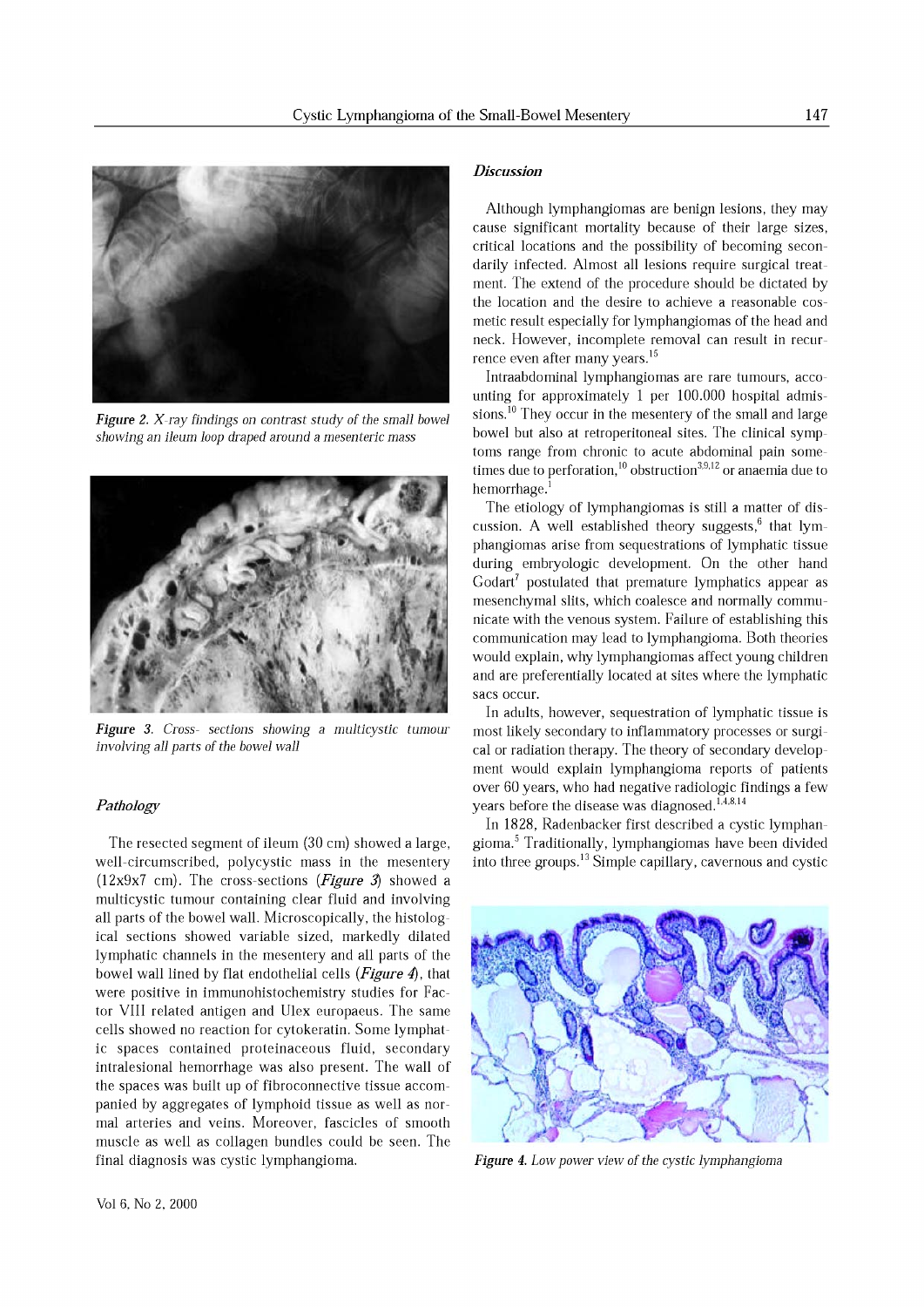*Figure 2. X-ray findings on contrast study of the small bowel showing an ileum loop draped around a mesenteric mass*

*Figure 3. Cross- sections showing a multicystic tumour involving all parts of the bowel wall*

### *Pathology*

The resected segment of ileum (30 cm) showed a large, well-circumscribed, polycystic mass in the mesentery (12x9x7 cm). The cross-sections (*Figure 3*) showed a multicystic tumour containing clear fluid and involving all parts of the bowel wall. Microscopically, the histological sections showed variable sized, markedly dilated lymphatic channels in the mesentery and all parts of the bowel wall lined by flat endothelial cells (*Figure 4*), that were positive in immunohistochemistry studies for Factor VIII related antigen and Ulex europaeus. The same cells showed no reaction for cytokeratin. Some lymphatic spaces contained proteinaceous fluid, secondary intralesional hemorrhage was also present. The wall of the spaces was built up of fibroconnective tissue accompanied by aggregates of lymphoid tissue as well as normal arteries and veins. Moreover, fascicles of smooth muscle as well as collagen bundles could be seen. The final diagnosis was cystic lymphangioma.

### *Discussion*

Although lymphangiomas are benign lesions, they may cause significant mortality because of their large sizes, critical locations and the possibility of becoming secondarily infected. Almost all lesions require surgical treatment. The extend of the procedure should be dictated by the location and the desire to achieve a reasonable cosmetic result especially for lymphangiomas of the head and neck. However, incomplete removal can result in recurrence even after many years.[15]

Intraabdominal lymphangiomas are rare tumours, accounting for approximately 1 per 100.000 hospital admissions.[10] They occur in the mesentery of the small and large bowel but also at retroperitoneal sites. The clinical symptoms range from chronic to acute abdominal pain sometimes due to perforation,[10] obstruction[3,9,12] or anaemia due to hemorrhage.[1]

The etiology of lymphangiomas is still a matter of discussion. A well established theory suggests,[6] that lymphangiomas arise from sequestrations of lymphatic tissue during embryologic development. On the other hand Godart[7] postulated that premature lymphatics appear as mesenchymal slits, which coalesce and normally communicate with the venous system. Failure of establishing this communication may lead to lymphangioma. Both theories would explain, why lymphangiomas affect young children and are preferentially located at sites where the lymphatic sacs occur.

In adults, however, sequestration of lymphatic tissue is most likely secondary to inflammatory processes or surgical or radiation therapy. The theory of secondary development would explain lymphangioma reports of patients over 60 years, who had negative radiologic findings a few years before the disease was diagnosed.[1,4,8,14]

In 1828, Radenbacker first described a cystic lymphangioma.[5] Traditionally, lymphangiomas have been divided into three groups.[13] Simple capillary, cavernous and cystic

*Figure 4. Low power view of the cystic lymphangioma*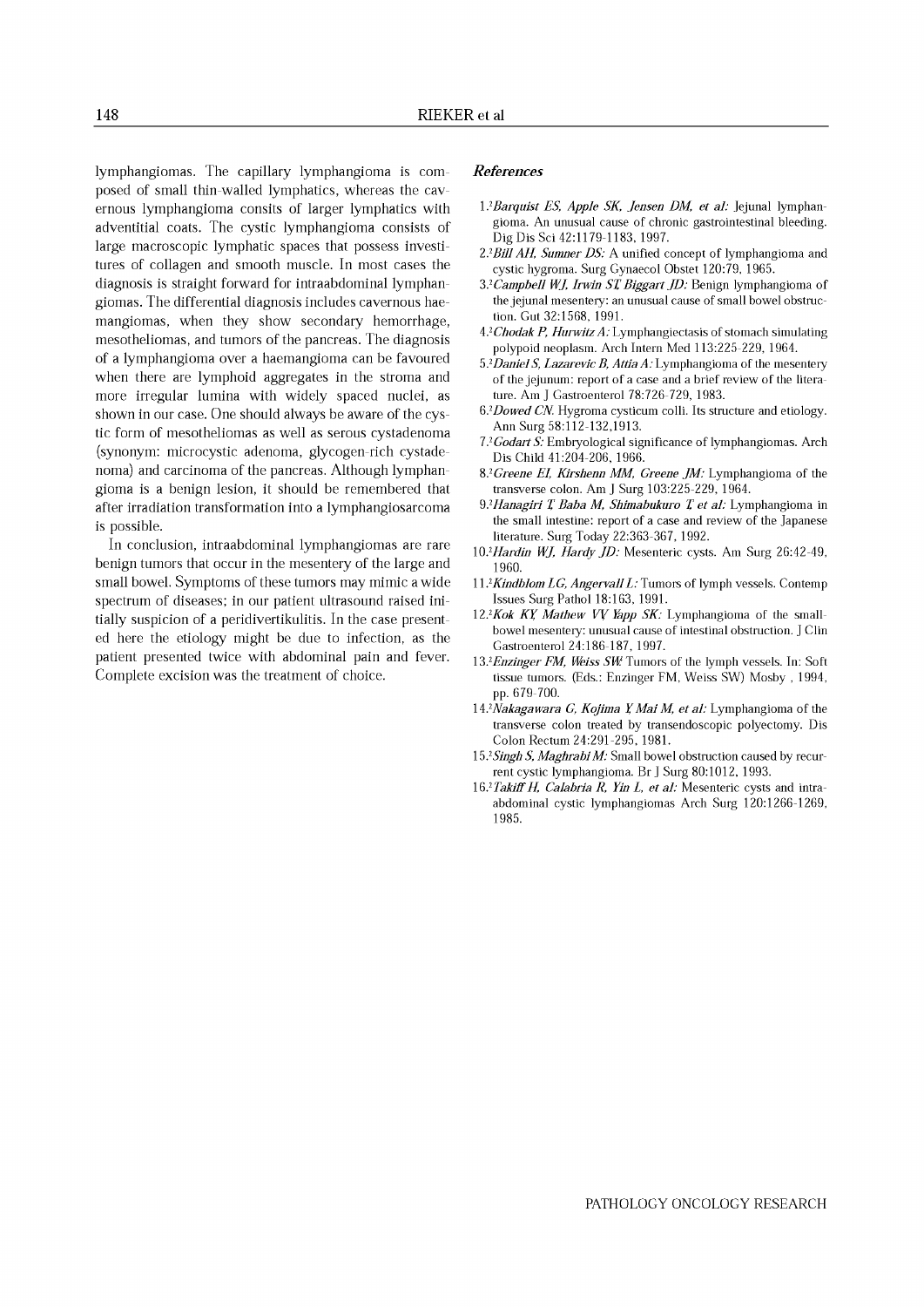lymphangiomas. The capillary lymphangioma is composed of small thin-walled lymphatics, whereas the cavernous lymphangioma consits of larger lymphatics with adventitial coats. The cystic lymphangioma consists of large macroscopic lymphatic spaces that possess investitures of collagen and smooth muscle. In most cases the diagnosis is straight forward for intraabdominal lymphangiomas. The differential diagnosis includes cavernous haemangiomas, when they show secondary hemorrhage, mesotheliomas, and tumors of the pancreas. The diagnosis of a lymphangioma over a haemangioma can be favoured when there are lymphoid aggregates in the stroma and more irregular lumina with widely spaced nuclei, as shown in our case. One should always be aware of the cystic form of mesotheliomas as well as serous cystadenoma (synonym: microcystic adenoma, glycogen-rich cystadenoma) and carcinoma of the pancreas. Although lymphangioma is a benign lesion, it should be remembered that after irradiation transformation into a lymphangiosarcoma is possible.

In conclusion, intraabdominal lymphangiomas are rare benign tumors that occur in the mesentery of the large and small bowel. Symptoms of these tumors may mimic a wide spectrum of diseases; in our patient ultrasound raised initially suspicion of a peridivertikulitis. In the case presented here the etiology might be due to infection, as the patient presented twice with abdominal pain and fever. Complete excision was the treatment of choice.

## *References*

1. *Barquist ES, Apple SK, Jensen DM, et al:* Jejunal lymphangioma. An unusual cause of chronic gastrointestinal bleeding. Dig Dis Sci 42:1179-1183, 1997.
2. *Bill AH, Sumner DS:* A unified concept of lymphangioma and cystic hygroma. Surg Gynaecol Obstet 120:79, 1965.
3. *Campbell WJ, Irwin ST, Biggart JD:* Benign lymphangioma of the jejunal mesentery: an unusual cause of small bowel obstruction. Gut 32:1568, 1991.
4. *Chodak P, Hurwitz A:* Lymphangiectasis of stomach simulating polypoid neoplasm. Arch Intern Med 113:225-229, 1964.
5. *Daniel S, Lazarevic B, Attia A:* Lymphangioma of the mesentery of the jejunum: report of a case and a brief review of the literature. Am J Gastroenterol 78:726-729, 1983.
6. *Dowed CN:* Hygroma cysticum colli. Its structure and etiology. Ann Surg 58:112-132,1913.
7. *Godart S:* Embryological significance of lymphangiomas. Arch Dis Child 41:204-206, 1966.
8. *Greene EI, Kirshenn MM, Greene JM:* Lymphangioma of the transverse colon. Am J Surg 103:225-229, 1964.
9. *Hanagiri T, Baba M, Shimabukuro T, et al:* Lymphangioma in the small intestine: report of a case and review of the Japanese literature. Surg Today 22:363-367, 1992.
10. *Hardin WJ, Hardy JD:* Mesenteric cysts. Am Surg 26:42-49, 1960.
11. *Kindblom LG, Angervall L:* Tumors of lymph vessels. Contemp Issues Surg Pathol 18:163, 1991.
12. *Kok KY, Mathew VV, Yapp SK:* Lymphangioma of the small-bowel mesentery: unusual cause of intestinal obstruction. J Clin Gastroenterol 24:186-187, 1997.
13. *Enzinger FM, Weiss SW:* Tumors of the lymph vessels. In: Soft tissue tumors. (Eds.: Enzinger FM, Weiss SW) Mosby , 1994, pp. 679-700.
14. *Nakagawara G, Kojima Y, Mai M, et al:* Lymphangioma of the transverse colon treated by transendoscopic polyectomy. Dis Colon Rectum 24:291-295, 1981.
15. *Singh S, Maghrabi M:* Small bowel obstruction caused by recurrent cystic lymphangioma. Br J Surg 80:1012, 1993.
16. *Takiff H, Calabria R, Yin L, et al:* Mesenteric cysts and intra-abdominal cystic lymphangiomas Arch Surg 120:1266-1269, 1985.